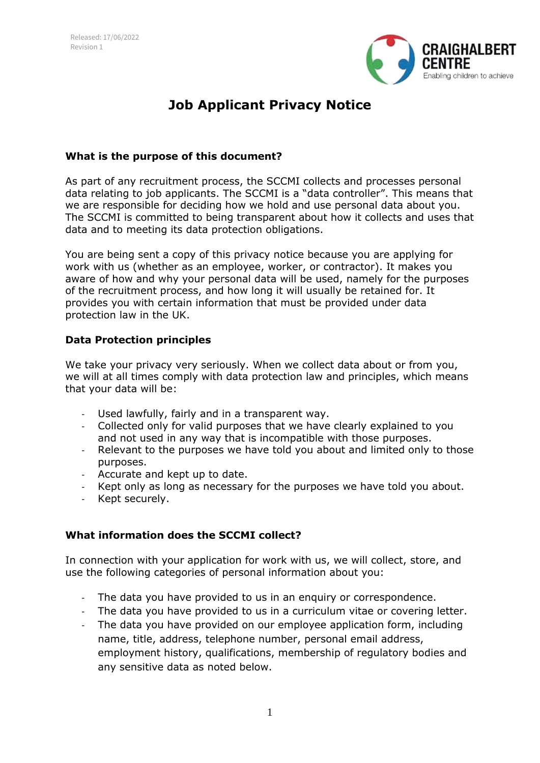Released: 17/06/2022
Revision 1

CRAIGHALBERT CENTRE
Enabling children to achieve

# Job Applicant Privacy Notice

## What is the purpose of this document?

As part of any recruitment process, the SCCMI collects and processes personal data relating to job applicants. The SCCMI is a "data controller". This means that we are responsible for deciding how we hold and use personal data about you. The SCCMI is committed to being transparent about how it collects and uses that data and to meeting its data protection obligations.

You are being sent a copy of this privacy notice because you are applying for work with us (whether as an employee, worker, or contractor). It makes you aware of how and why your personal data will be used, namely for the purposes of the recruitment process, and how long it will usually be retained for. It provides you with certain information that must be provided under data protection law in the UK.

## Data Protection principles

We take your privacy very seriously. When we collect data about or from you, we will at all times comply with data protection law and principles, which means that your data will be:

- Used lawfully, fairly and in a transparent way.
- Collected only for valid purposes that we have clearly explained to you and not used in any way that is incompatible with those purposes.
- Relevant to the purposes we have told you about and limited only to those purposes.
- Accurate and kept up to date.
- Kept only as long as necessary for the purposes we have told you about.
- Kept securely.

## What information does the SCCMI collect?

In connection with your application for work with us, we will collect, store, and use the following categories of personal information about you:

- The data you have provided to us in an enquiry or correspondence.
- The data you have provided to us in a curriculum vitae or covering letter.
- The data you have provided on our employee application form, including name, title, address, telephone number, personal email address, employment history, qualifications, membership of regulatory bodies and any sensitive data as noted below.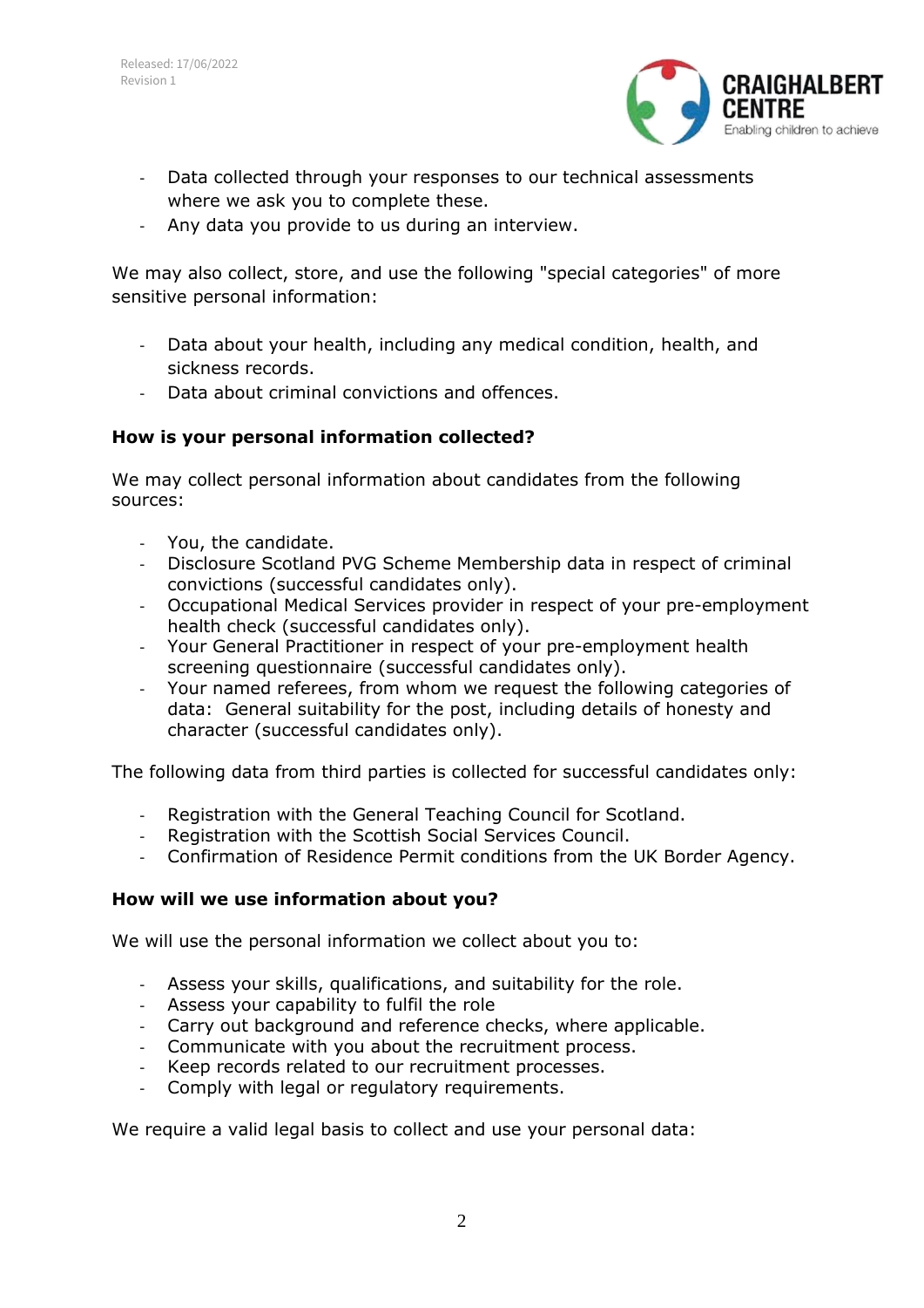- Data collected through your responses to our technical assessments where we ask you to complete these.
- Any data you provide to us during an interview.

We may also collect, store, and use the following "special categories" of more sensitive personal information:

- Data about your health, including any medical condition, health, and sickness records.
- Data about criminal convictions and offences.

**How is your personal information collected?**

We may collect personal information about candidates from the following sources:

- You, the candidate.
- Disclosure Scotland PVG Scheme Membership data in respect of criminal convictions (successful candidates only).
- Occupational Medical Services provider in respect of your pre-employment health check (successful candidates only).
- Your General Practitioner in respect of your pre-employment health screening questionnaire (successful candidates only).
- Your named referees, from whom we request the following categories of data: General suitability for the post, including details of honesty and character (successful candidates only).

The following data from third parties is collected for successful candidates only:

- Registration with the General Teaching Council for Scotland.
- Registration with the Scottish Social Services Council.
- Confirmation of Residence Permit conditions from the UK Border Agency.

**How will we use information about you?**

We will use the personal information we collect about you to:

- Assess your skills, qualifications, and suitability for the role.
- Assess your capability to fulfil the role
- Carry out background and reference checks, where applicable.
- Communicate with you about the recruitment process.
- Keep records related to our recruitment processes.
- Comply with legal or regulatory requirements.

We require a valid legal basis to collect and use your personal data: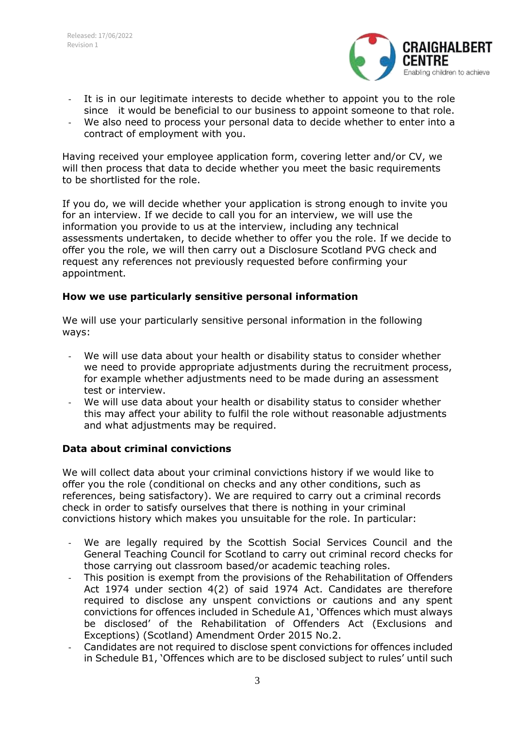- It is in our legitimate interests to decide whether to appoint you to the role since it would be beneficial to our business to appoint someone to that role.
- We also need to process your personal data to decide whether to enter into a contract of employment with you.

Having received your employee application form, covering letter and/or CV, we will then process that data to decide whether you meet the basic requirements to be shortlisted for the role.

If you do, we will decide whether your application is strong enough to invite you for an interview. If we decide to call you for an interview, we will use the information you provide to us at the interview, including any technical assessments undertaken, to decide whether to offer you the role. If we decide to offer you the role, we will then carry out a Disclosure Scotland PVG check and request any references not previously requested before confirming your appointment.

**How we use particularly sensitive personal information**

We will use your particularly sensitive personal information in the following ways:

- We will use data about your health or disability status to consider whether we need to provide appropriate adjustments during the recruitment process, for example whether adjustments need to be made during an assessment test or interview.
- We will use data about your health or disability status to consider whether this may affect your ability to fulfil the role without reasonable adjustments and what adjustments may be required.

**Data about criminal convictions**

We will collect data about your criminal convictions history if we would like to offer you the role (conditional on checks and any other conditions, such as references, being satisfactory). We are required to carry out a criminal records check in order to satisfy ourselves that there is nothing in your criminal convictions history which makes you unsuitable for the role. In particular:

- We are legally required by the Scottish Social Services Council and the General Teaching Council for Scotland to carry out criminal record checks for those carrying out classroom based/or academic teaching roles.
- This position is exempt from the provisions of the Rehabilitation of Offenders Act 1974 under section 4(2) of said 1974 Act. Candidates are therefore required to disclose any unspent convictions or cautions and any spent convictions for offences included in Schedule A1, 'Offences which must always be disclosed' of the Rehabilitation of Offenders Act (Exclusions and Exceptions) (Scotland) Amendment Order 2015 No.2.
- Candidates are not required to disclose spent convictions for offences included in Schedule B1, 'Offences which are to be disclosed subject to rules' until such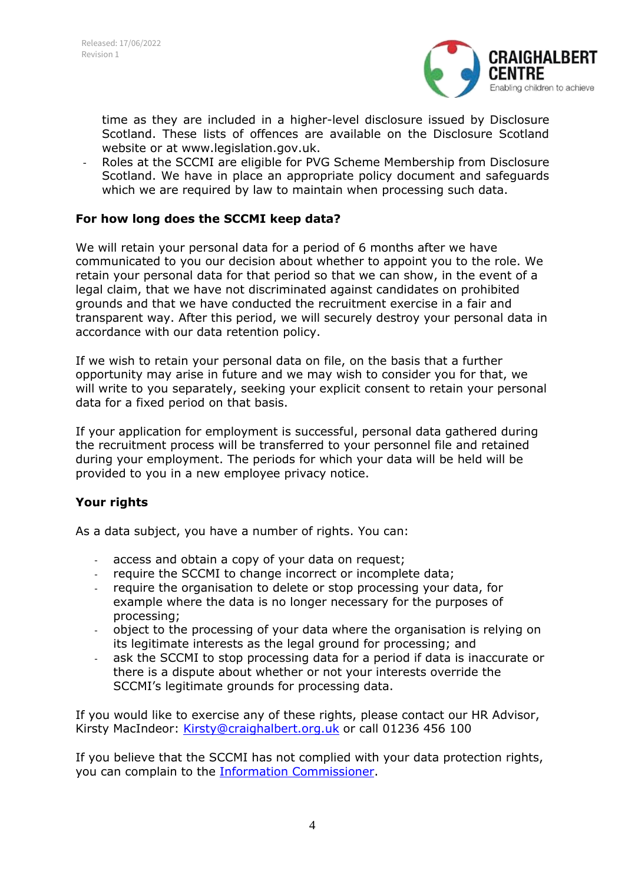time as they are included in a higher-level disclosure issued by Disclosure Scotland. These lists of offences are available on the Disclosure Scotland website or at www.legislation.gov.uk.

- Roles at the SCCMI are eligible for PVG Scheme Membership from Disclosure Scotland. We have in place an appropriate policy document and safeguards which we are required by law to maintain when processing such data.

**For how long does the SCCMI keep data?**

We will retain your personal data for a period of 6 months after we have communicated to you our decision about whether to appoint you to the role. We retain your personal data for that period so that we can show, in the event of a legal claim, that we have not discriminated against candidates on prohibited grounds and that we have conducted the recruitment exercise in a fair and transparent way. After this period, we will securely destroy your personal data in accordance with our data retention policy.

If we wish to retain your personal data on file, on the basis that a further opportunity may arise in future and we may wish to consider you for that, we will write to you separately, seeking your explicit consent to retain your personal data for a fixed period on that basis.

If your application for employment is successful, personal data gathered during the recruitment process will be transferred to your personnel file and retained during your employment. The periods for which your data will be held will be provided to you in a new employee privacy notice.

**Your rights**

As a data subject, you have a number of rights. You can:

- access and obtain a copy of your data on request;
- require the SCCMI to change incorrect or incomplete data;
- require the organisation to delete or stop processing your data, for example where the data is no longer necessary for the purposes of processing;
- object to the processing of your data where the organisation is relying on its legitimate interests as the legal ground for processing; and
- ask the SCCMI to stop processing data for a period if data is inaccurate or there is a dispute about whether or not your interests override the SCCMI's legitimate grounds for processing data.

If you would like to exercise any of these rights, please contact our HR Advisor, Kirsty MacIndeor: Kirsty@craighalbert.org.uk or call 01236 456 100

If you believe that the SCCMI has not complied with your data protection rights, you can complain to the Information Commissioner.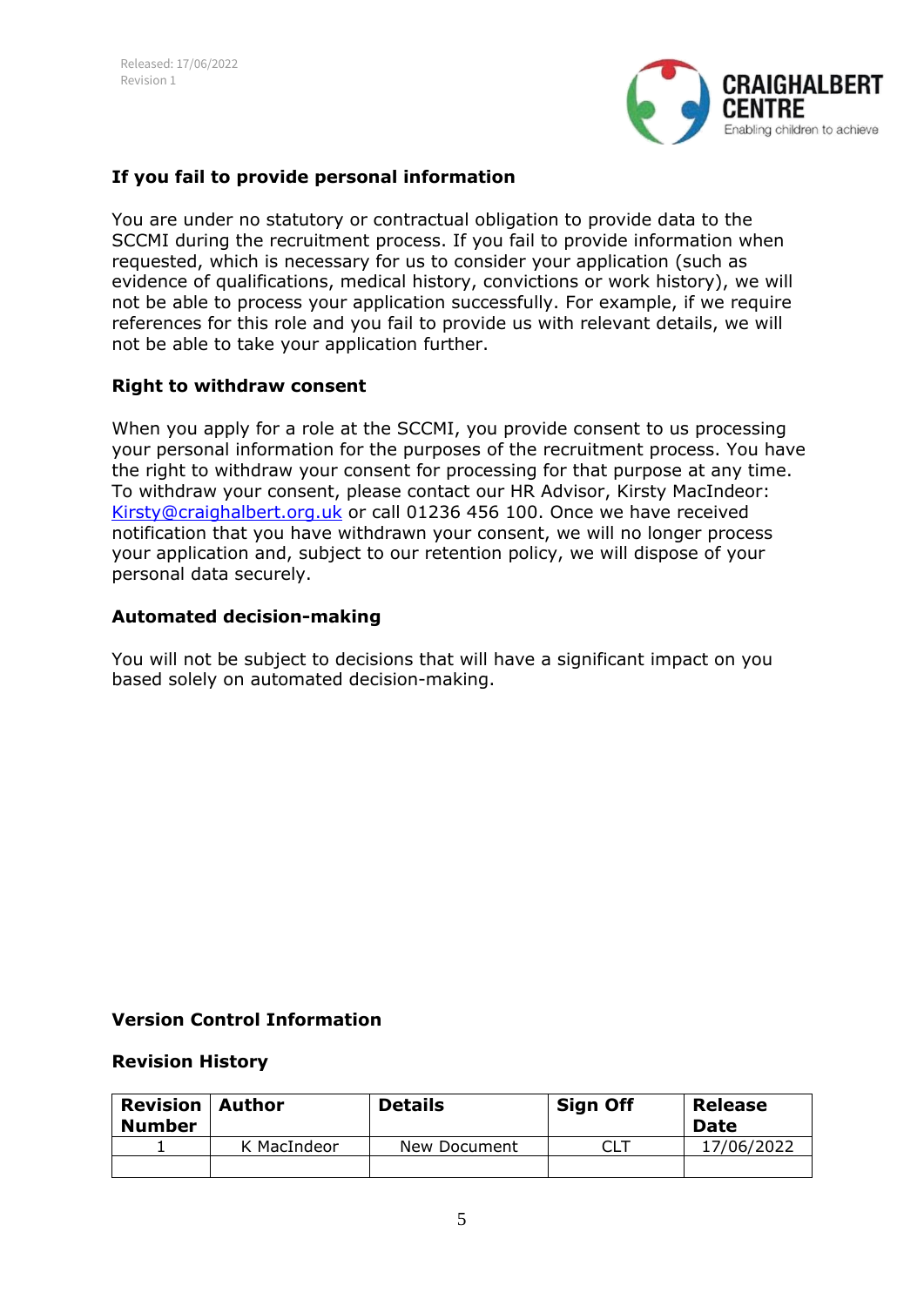### If you fail to provide personal information

You are under no statutory or contractual obligation to provide data to the SCCMI during the recruitment process. If you fail to provide information when requested, which is necessary for us to consider your application (such as evidence of qualifications, medical history, convictions or work history), we will not be able to process your application successfully. For example, if we require references for this role and you fail to provide us with relevant details, we will not be able to take your application further.

### Right to withdraw consent

When you apply for a role at the SCCMI, you provide consent to us processing your personal information for the purposes of the recruitment process. You have the right to withdraw your consent for processing for that purpose at any time. To withdraw your consent, please contact our HR Advisor, Kirsty MacIndeor: Kirsty@craighalbert.org.uk or call 01236 456 100. Once we have received notification that you have withdrawn your consent, we will no longer process your application and, subject to our retention policy, we will dispose of your personal data securely.

### Automated decision-making

You will not be subject to decisions that will have a significant impact on you based solely on automated decision-making.

### Version Control Information

#### Revision History

| Revision Number | Author | Details | Sign Off | Release Date |
|---|---|---|---|---|
| 1 | K MacIndeor | New Document | CLT | 17/06/2022 |
| | | | | |